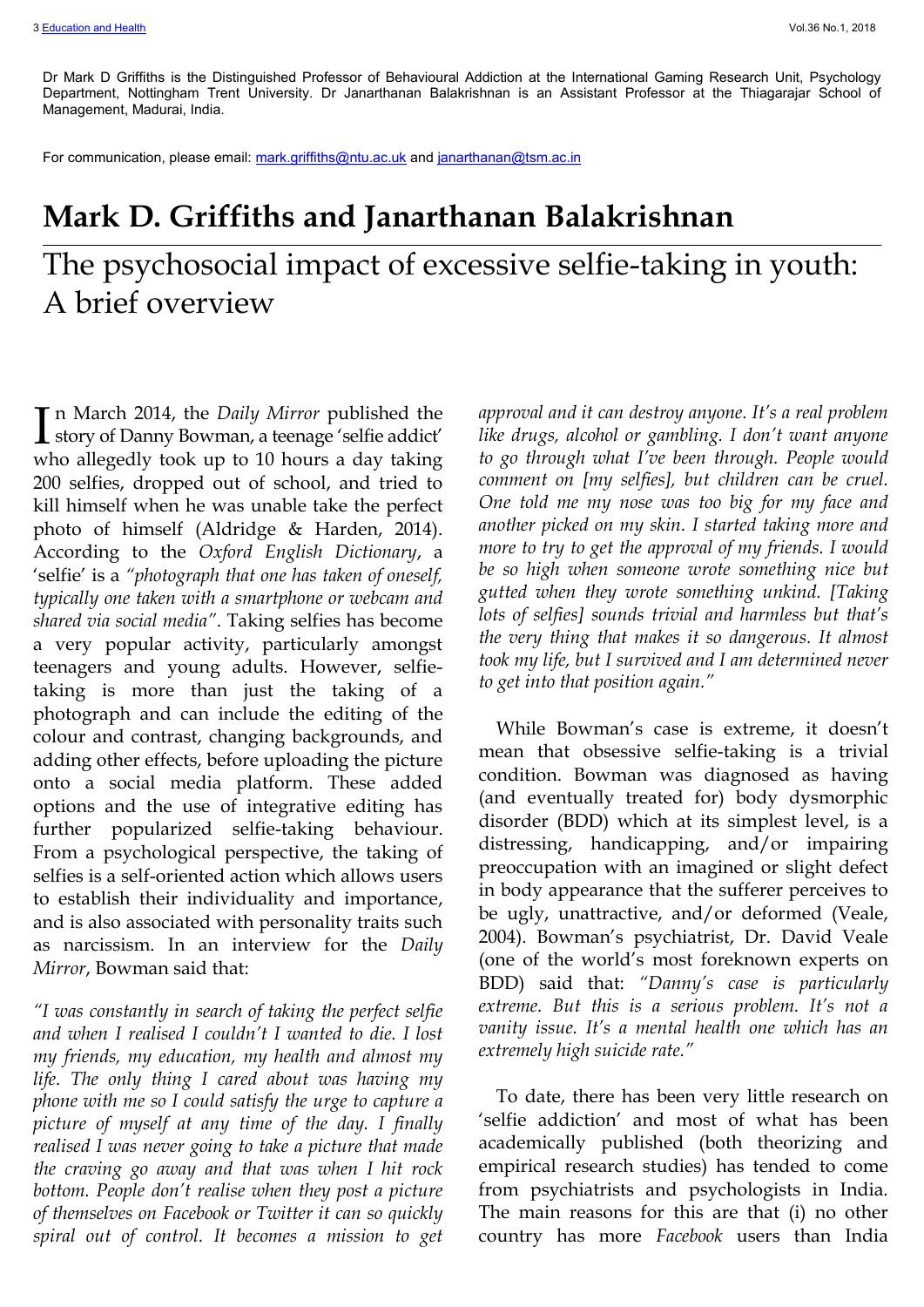Dr Mark D Griffiths is the Distinguished Professor of Behavioural Addiction at the International Gaming Research Unit, Psychology Department, Nottingham Trent University. Dr Janarthanan Balakrishnan is an Assistant Professor at the Thiagarajar School of Management, Madurai, India.

For communication, please email: mark.griffiths@ntu.ac.uk and janarthanan@tsm.ac.in

# Mark D. Griffiths and Janarthanan Balakrishnan

## The psychosocial impact of excessive selfie-taking in youth: A brief overview

In March 2014, the *Daily Mirror* published the story of Danny Bowman, a teenage 'selfie addict' who allegedly took up to 10 hours a day taking 200 selfies, dropped out of school, and tried to kill himself when he was unable take the perfect photo of himself (Aldridge & Harden, 2014). According to the *Oxford English Dictionary*, a 'selfie' is a *"photograph that one has taken of oneself, typically one taken with a smartphone or webcam and shared via social media"*. Taking selfies has become a very popular activity, particularly amongst teenagers and young adults. However, selfie-taking is more than just the taking of a photograph and can include the editing of the colour and contrast, changing backgrounds, and adding other effects, before uploading the picture onto a social media platform. These added options and the use of integrative editing has further popularized selfie-taking behaviour. From a psychological perspective, the taking of selfies is a self-oriented action which allows users to establish their individuality and importance, and is also associated with personality traits such as narcissism. In an interview for the *Daily Mirror*, Bowman said that:

*"I was constantly in search of taking the perfect selfie and when I realised I couldn't I wanted to die. I lost my friends, my education, my health and almost my life. The only thing I cared about was having my phone with me so I could satisfy the urge to capture a picture of myself at any time of the day. I finally realised I was never going to take a picture that made the craving go away and that was when I hit rock bottom. People don't realise when they post a picture of themselves on Facebook or Twitter it can so quickly spiral out of control. It becomes a mission to get approval and it can destroy anyone. It's a real problem like drugs, alcohol or gambling. I don't want anyone to go through what I've been through. People would comment on [my selfies], but children can be cruel. One told me my nose was too big for my face and another picked on my skin. I started taking more and more to try to get the approval of my friends. I would be so high when someone wrote something nice but gutted when they wrote something unkind. [Taking lots of selfies] sounds trivial and harmless but that's the very thing that makes it so dangerous. It almost took my life, but I survived and I am determined never to get into that position again."*

While Bowman's case is extreme, it doesn't mean that obsessive selfie-taking is a trivial condition. Bowman was diagnosed as having (and eventually treated for) body dysmorphic disorder (BDD) which at its simplest level, is a distressing, handicapping, and/or impairing preoccupation with an imagined or slight defect in body appearance that the sufferer perceives to be ugly, unattractive, and/or deformed (Veale, 2004). Bowman's psychiatrist, Dr. David Veale (one of the world's most foreknown experts on BDD) said that: *"Danny's case is particularly extreme. But this is a serious problem. It's not a vanity issue. It's a mental health one which has an extremely high suicide rate."*

To date, there has been very little research on 'selfie addiction' and most of what has been academically published (both theorizing and empirical research studies) has tended to come from psychiatrists and psychologists in India. The main reasons for this are that (i) no other country has more *Facebook* users than India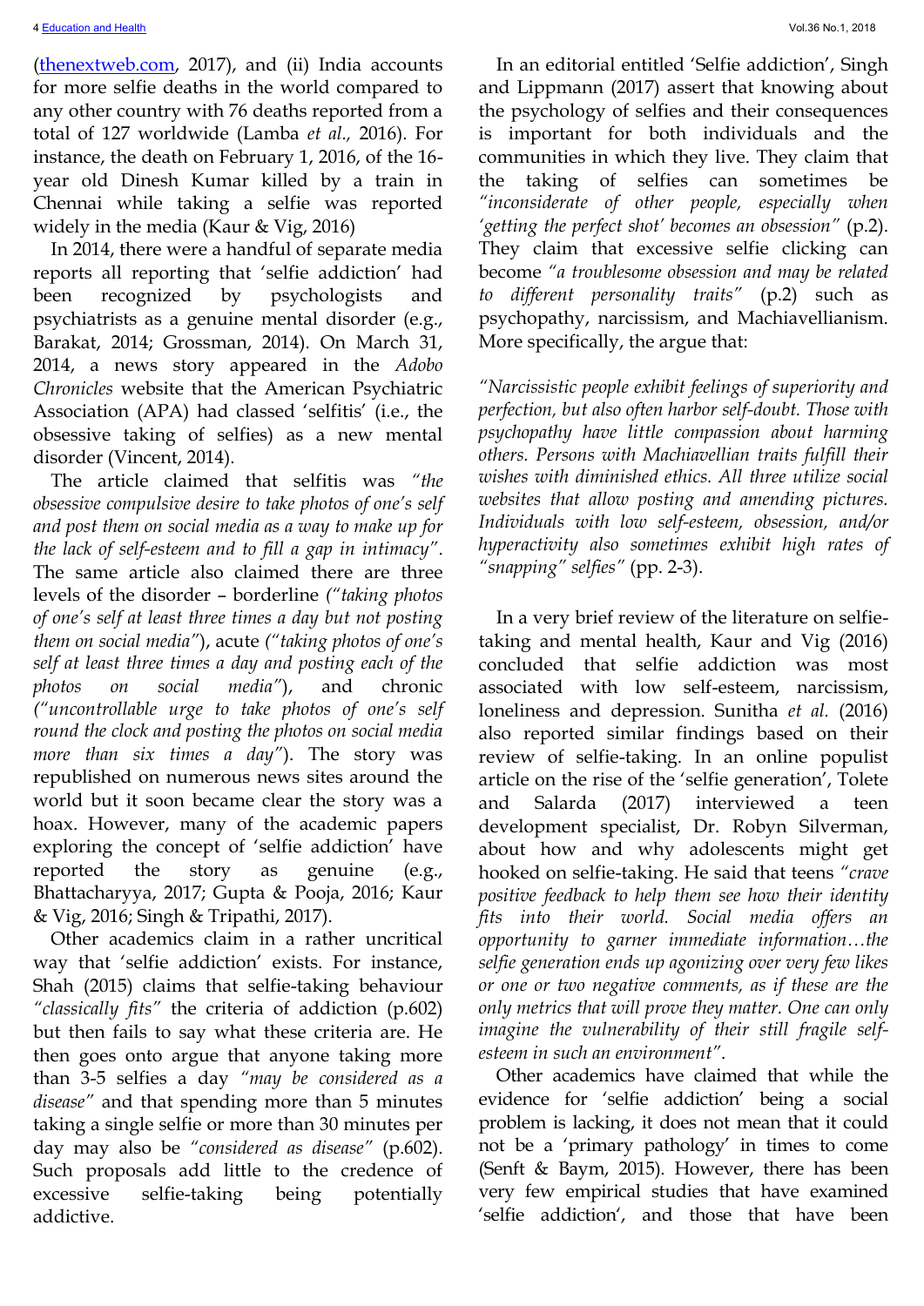([thenextweb.com](thenextweb.com), 2017), and (ii) India accounts for more selfie deaths in the world compared to any other country with 76 deaths reported from a total of 127 worldwide (Lamba *et al.,* 2016). For instance, the death on February 1, 2016, of the 16-year old Dinesh Kumar killed by a train in Chennai while taking a selfie was reported widely in the media (Kaur & Vig, 2016)

In 2014, there were a handful of separate media reports all reporting that 'selfie addiction' had been recognized by psychologists and psychiatrists as a genuine mental disorder (e.g., Barakat, 2014; Grossman, 2014). On March 31, 2014, a news story appeared in the *Adobo Chronicles* website that the American Psychiatric Association (APA) had classed 'selfitis' (i.e., the obsessive taking of selfies) as a new mental disorder (Vincent, 2014).

The article claimed that selfitis was *"the obsessive compulsive desire to take photos of one's self and post them on social media as a way to make up for the lack of self-esteem and to fill a gap in intimacy"*. The same article also claimed there are three levels of the disorder – borderline *("taking photos of one's self at least three times a day but not posting them on social media"*), acute *("taking photos of one's self at least three times a day and posting each of the photos on social media"*), and chronic *("uncontrollable urge to take photos of one's self round the clock and posting the photos on social media more than six times a day"*). The story was republished on numerous news sites around the world but it soon became clear the story was a hoax. However, many of the academic papers exploring the concept of 'selfie addiction' have reported the story as genuine (e.g., Bhattacharyya, 2017; Gupta & Pooja, 2016; Kaur & Vig, 2016; Singh & Tripathi, 2017).

Other academics claim in a rather uncritical way that 'selfie addiction' exists. For instance, Shah (2015) claims that selfie-taking behaviour *"classically fits"* the criteria of addiction (p.602) but then fails to say what these criteria are. He then goes onto argue that anyone taking more than 3-5 selfies a day *"may be considered as a disease"* and that spending more than 5 minutes taking a single selfie or more than 30 minutes per day may also be *"considered as disease"* (p.602). Such proposals add little to the credence of excessive selfie-taking being potentially addictive.

In an editorial entitled 'Selfie addiction', Singh and Lippmann (2017) assert that knowing about the psychology of selfies and their consequences is important for both individuals and the communities in which they live. They claim that the taking of selfies can sometimes be *"inconsiderate of other people, especially when 'getting the perfect shot' becomes an obsession"* (p.2). They claim that excessive selfie clicking can become *"a troublesome obsession and may be related to different personality traits"* (p.2) such as psychopathy, narcissism, and Machiavellianism. More specifically, the argue that:

*"Narcissistic people exhibit feelings of superiority and perfection, but also often harbor self-doubt. Those with psychopathy have little compassion about harming others. Persons with Machiavellian traits fulfill their wishes with diminished ethics. All three utilize social websites that allow posting and amending pictures. Individuals with low self-esteem, obsession, and/or hyperactivity also sometimes exhibit high rates of "snapping" selfies"* (pp. 2-3).

In a very brief review of the literature on selfie-taking and mental health, Kaur and Vig (2016) concluded that selfie addiction was most associated with low self-esteem, narcissism, loneliness and depression. Sunitha *et al.* (2016) also reported similar findings based on their review of selfie-taking. In an online populist article on the rise of the 'selfie generation', Tolete and Salarda (2017) interviewed a teen development specialist, Dr. Robyn Silverman, about how and why adolescents might get hooked on selfie-taking. He said that teens *"crave positive feedback to help them see how their identity fits into their world. Social media offers an opportunity to garner immediate information…the selfie generation ends up agonizing over very few likes or one or two negative comments, as if these are the only metrics that will prove they matter. One can only imagine the vulnerability of their still fragile self-esteem in such an environment"*.

Other academics have claimed that while the evidence for 'selfie addiction' being a social problem is lacking, it does not mean that it could not be a 'primary pathology' in times to come (Senft & Baym, 2015). However, there has been very few empirical studies that have examined 'selfie addiction', and those that have been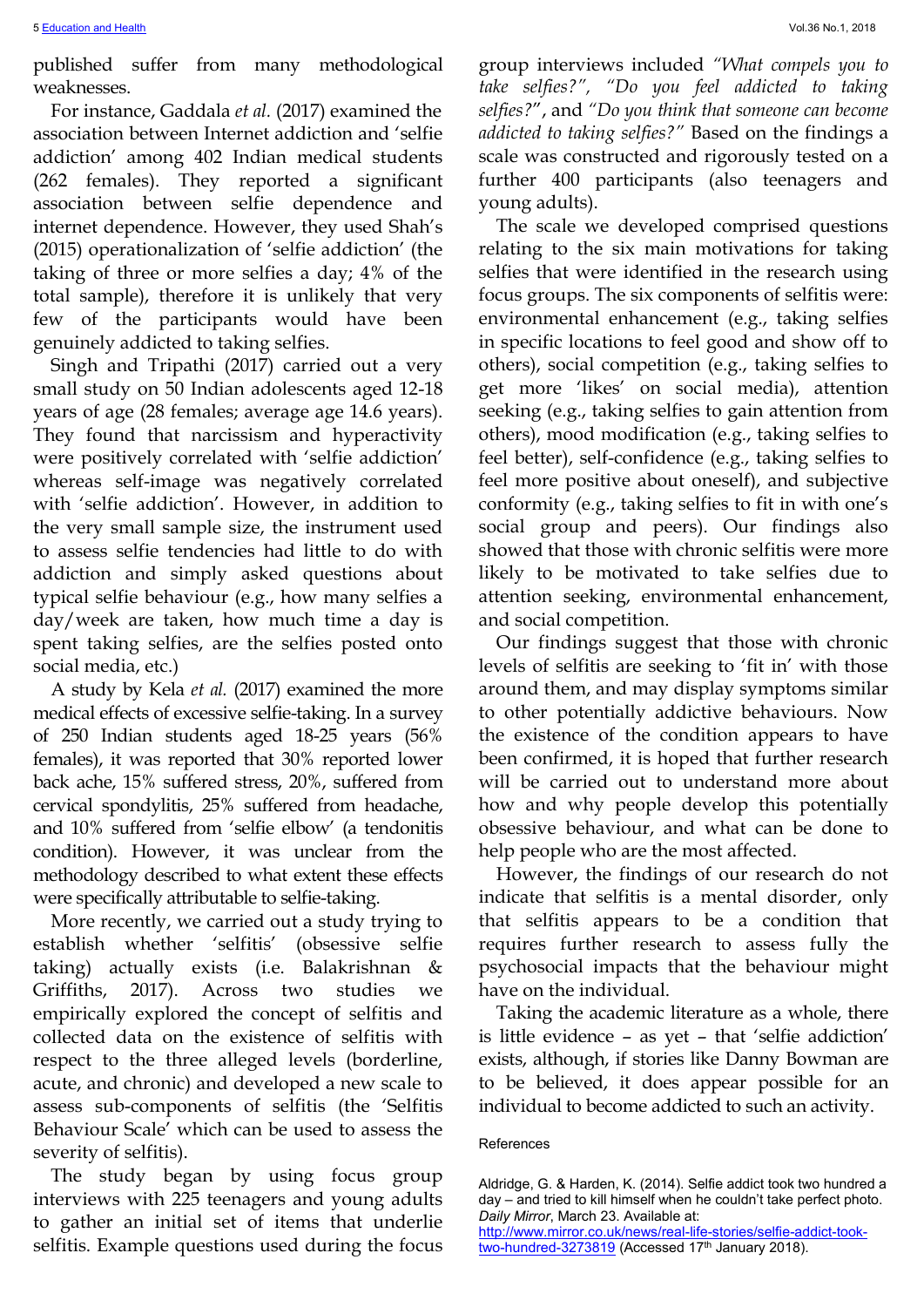published suffer from many methodological weaknesses.

For instance, Gaddala *et al.* (2017) examined the association between Internet addiction and 'selfie addiction' among 402 Indian medical students (262 females). They reported a significant association between selfie dependence and internet dependence. However, they used Shah's (2015) operationalization of 'selfie addiction' (the taking of three or more selfies a day; 4% of the total sample), therefore it is unlikely that very few of the participants would have been genuinely addicted to taking selfies.

Singh and Tripathi (2017) carried out a very small study on 50 Indian adolescents aged 12-18 years of age (28 females; average age 14.6 years). They found that narcissism and hyperactivity were positively correlated with 'selfie addiction' whereas self-image was negatively correlated with 'selfie addiction'. However, in addition to the very small sample size, the instrument used to assess selfie tendencies had little to do with addiction and simply asked questions about typical selfie behaviour (e.g., how many selfies a day/week are taken, how much time a day is spent taking selfies, are the selfies posted onto social media, etc.)

A study by Kela *et al.* (2017) examined the more medical effects of excessive selfie-taking. In a survey of 250 Indian students aged 18-25 years (56% females), it was reported that 30% reported lower back ache, 15% suffered stress, 20%, suffered from cervical spondylitis, 25% suffered from headache, and 10% suffered from 'selfie elbow' (a tendonitis condition). However, it was unclear from the methodology described to what extent these effects were specifically attributable to selfie-taking.

More recently, we carried out a study trying to establish whether 'selfitis' (obsessive selfie taking) actually exists (i.e. Balakrishnan & Griffiths, 2017). Across two studies we empirically explored the concept of selfitis and collected data on the existence of selfitis with respect to the three alleged levels (borderline, acute, and chronic) and developed a new scale to assess sub-components of selfitis (the 'Selfitis Behaviour Scale' which can be used to assess the severity of selfitis).

The study began by using focus group interviews with 225 teenagers and young adults to gather an initial set of items that underlie selfitis. Example questions used during the focus group interviews included *"What compels you to take selfies?"*, *"Do you feel addicted to taking selfies?"*, and *"Do you think that someone can become addicted to taking selfies?"* Based on the findings a scale was constructed and rigorously tested on a further 400 participants (also teenagers and young adults).

The scale we developed comprised questions relating to the six main motivations for taking selfies that were identified in the research using focus groups. The six components of selfitis were: environmental enhancement (e.g., taking selfies in specific locations to feel good and show off to others), social competition (e.g., taking selfies to get more 'likes' on social media), attention seeking (e.g., taking selfies to gain attention from others), mood modification (e.g., taking selfies to feel better), self-confidence (e.g., taking selfies to feel more positive about oneself), and subjective conformity (e.g., taking selfies to fit in with one's social group and peers). Our findings also showed that those with chronic selfitis were more likely to be motivated to take selfies due to attention seeking, environmental enhancement, and social competition.

Our findings suggest that those with chronic levels of selfitis are seeking to 'fit in' with those around them, and may display symptoms similar to other potentially addictive behaviours. Now the existence of the condition appears to have been confirmed, it is hoped that further research will be carried out to understand more about how and why people develop this potentially obsessive behaviour, and what can be done to help people who are the most affected.

However, the findings of our research do not indicate that selfitis is a mental disorder, only that selfitis appears to be a condition that requires further research to assess fully the psychosocial impacts that the behaviour might have on the individual.

Taking the academic literature as a whole, there is little evidence – as yet – that 'selfie addiction' exists, although, if stories like Danny Bowman are to be believed, it does appear possible for an individual to become addicted to such an activity.

## References

Aldridge, G. & Harden, K. (2014). Selfie addict took two hundred a day – and tried to kill himself when he couldn't take perfect photo. *Daily Mirror*, March 23. Available at: http://www.mirror.co.uk/news/real-life-stories/selfie-addict-took-two-hundred-3273819 (Accessed 17th January 2018).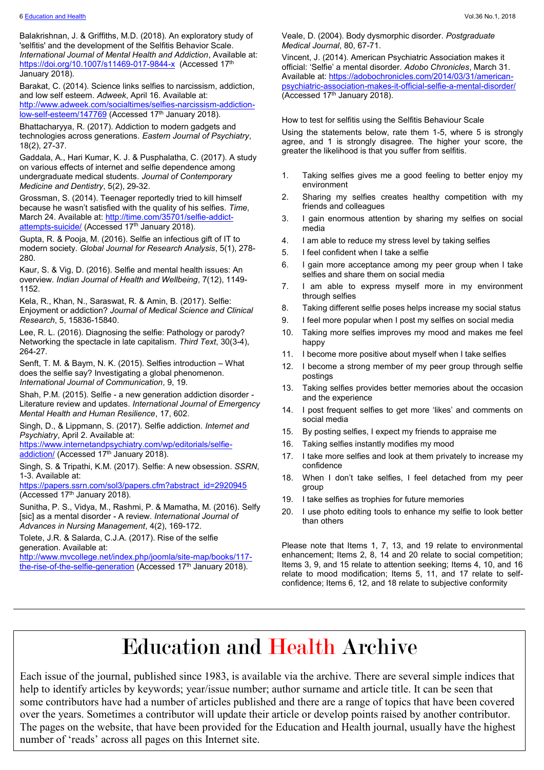Balakrishnan, J. & Griffiths, M.D. (2018). An exploratory study of 'selfitis' and the development of the Selfitis Behavior Scale. *International Journal of Mental Health and Addiction*, Available at: https://doi.org/10.1007/s11469-017-9844-x (Accessed 17th January 2018).

Barakat, C. (2014). Science links selfies to narcissism, addiction, and low self esteem. *Adweek*, April 16. Available at: http://www.adweek.com/socialtimes/selfies-narcissism-addiction-low-self-esteem/147769 (Accessed 17th January 2018).

Bhattacharyya, R. (2017). Addiction to modern gadgets and technologies across generations. *Eastern Journal of Psychiatry*, 18(2), 27-37.

Gaddala, A., Hari Kumar, K. J. & Pusphalatha, C. (2017). A study on various effects of internet and selfie dependence among undergraduate medical students. *Journal of Contemporary Medicine and Dentistry*, 5(2), 29-32.

Grossman, S. (2014). Teenager reportedly tried to kill himself because he wasn't satisfied with the quality of his selfies. *Time*, March 24. Available at: http://time.com/35701/selfie-addict-attempts-suicide/ (Accessed 17th January 2018).

Gupta, R. & Pooja, M. (2016). Selfie an infectious gift of IT to modern society. *Global Journal for Research Analysis*, 5(1), 278-280.

Kaur, S. & Vig, D. (2016). Selfie and mental health issues: An overview. *Indian Journal of Health and Wellbeing*, 7(12), 1149-1152.

Kela, R., Khan, N., Saraswat, R. & Amin, B. (2017). Selfie: Enjoyment or addiction? *Journal of Medical Science and Clinical Research*, 5, 15836-15840.

Lee, R. L. (2016). Diagnosing the selfie: Pathology or parody? Networking the spectacle in late capitalism. *Third Text*, 30(3-4), 264-27.

Senft, T. M. & Baym, N. K. (2015). Selfies introduction – What does the selfie say? Investigating a global phenomenon. *International Journal of Communication*, 9, 19.

Shah, P.M. (2015). Selfie - a new generation addiction disorder - Literature review and updates. *International Journal of Emergency Mental Health and Human Resilience*, 17, 602.

Singh, D., & Lippmann, S. (2017). Selfie addiction. *Internet and Psychiatry*, April 2. Available at: https://www.internetandpsychiatry.com/wp/editorials/selfie-addiction/ (Accessed 17th January 2018).

Singh, S. & Tripathi, K.M. (2017). Selfie: A new obsession. *SSRN*, 1-3. Available at: https://papers.ssrn.com/sol3/papers.cfm?abstract_id=2920945 (Accessed 17th January 2018).

Sunitha, P. S., Vidya, M., Rashmi, P. & Mamatha, M. (2016). Selfy [sic] as a mental disorder - A review. *International Journal of Advances in Nursing Management*, 4(2), 169-172.

Tolete, J.R. & Salarda, C.J.A. (2017). Rise of the selfie generation. Available at: http://www.mvcollege.net/index.php/joomla/site-map/books/117-the-rise-of-the-selfie-generation (Accessed 17th January 2018).

Veale, D. (2004). Body dysmorphic disorder. *Postgraduate Medical Journal*, 80, 67-71.

Vincent, J. (2014). American Psychiatric Association makes it official: 'Selfie' a mental disorder. *Adobo Chronicles*, March 31. Available at: https://adobochronicles.com/2014/03/31/american-psychiatric-association-makes-it-official-selfie-a-mental-disorder/ (Accessed 17th January 2018).

How to test for selfitis using the Selfitis Behaviour Scale

Using the statements below, rate them 1-5, where 5 is strongly agree, and 1 is strongly disagree. The higher your score, the greater the likelihood is that you suffer from selfitis.

1. Taking selfies gives me a good feeling to better enjoy my environment
2. Sharing my selfies creates healthy competition with my friends and colleagues
3. I gain enormous attention by sharing my selfies on social media
4. I am able to reduce my stress level by taking selfies
5. I feel confident when I take a selfie
6. I gain more acceptance among my peer group when I take selfies and share them on social media
7. I am able to express myself more in my environment through selfies
8. Taking different selfie poses helps increase my social status
9. I feel more popular when I post my selfies on social media
10. Taking more selfies improves my mood and makes me feel happy
11. I become more positive about myself when I take selfies
12. I become a strong member of my peer group through selfie postings
13. Taking selfies provides better memories about the occasion and the experience
14. I post frequent selfies to get more 'likes' and comments on social media
15. By posting selfies, I expect my friends to appraise me
16. Taking selfies instantly modifies my mood
17. I take more selfies and look at them privately to increase my confidence
18. When I don't take selfies, I feel detached from my peer group
19. I take selfies as trophies for future memories
20. I use photo editing tools to enhance my selfie to look better than others

Please note that Items 1, 7, 13, and 19 relate to environmental enhancement; Items 2, 8, 14 and 20 relate to social competition; Items 3, 9, and 15 relate to attention seeking; Items 4, 10, and 16 relate to mood modification; Items 5, 11, and 17 relate to self-confidence; Items 6, 12, and 18 relate to subjective conformity

# Education and Health Archive

Each issue of the journal, published since 1983, is available via the archive. There are several simple indices that help to identify articles by keywords; year/issue number; author surname and article title. It can be seen that some contributors have had a number of articles published and there are a range of topics that have been covered over the years. Sometimes a contributor will update their article or develop points raised by another contributor. The pages on the website, that have been provided for the Education and Health journal, usually have the highest number of 'reads' across all pages on this Internet site.